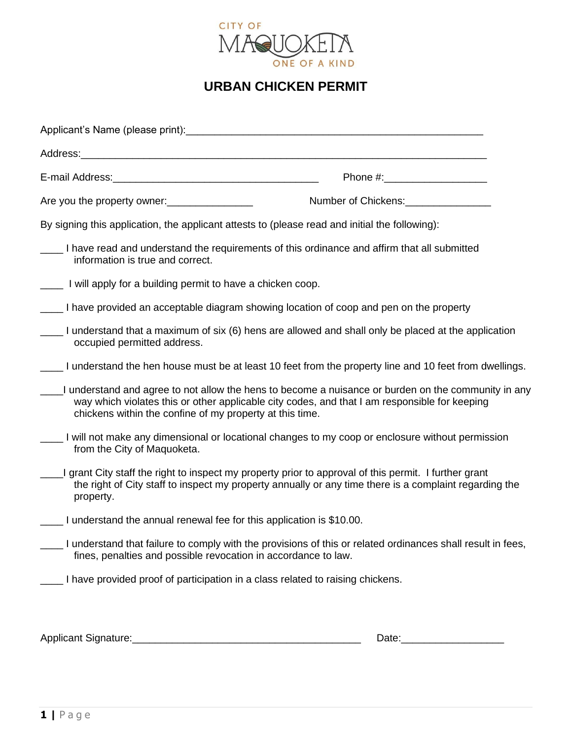CITY OF MAQUOKETA
ONE OF A KIND

# URBAN CHICKEN PERMIT

Applicant's Name (please print):_____________________________________________________

Address:___________________________________________________________________________

E-mail Address:____________________________________ Phone #:__________________

Are you the property owner:_______________ Number of Chickens:_______________

By signing this application, the applicant attests to (please read and initial the following):

____ I have read and understand the requirements of this ordinance and affirm that all submitted information is true and correct.

____ I will apply for a building permit to have a chicken coop.

____ I have provided an acceptable diagram showing location of coop and pen on the property

____ I understand that a maximum of six (6) hens are allowed and shall only be placed at the application occupied permitted address.

____ I understand the hen house must be at least 10 feet from the property line and 10 feet from dwellings.

____I understand and agree to not allow the hens to become a nuisance or burden on the community in any way which violates this or other applicable city codes, and that I am responsible for keeping chickens within the confine of my property at this time.

____ I will not make any dimensional or locational changes to my coop or enclosure without permission from the City of Maquoketa.

____I grant City staff the right to inspect my property prior to approval of this permit. I further grant the right of City staff to inspect my property annually or any time there is a complaint regarding the property.

____ I understand the annual renewal fee for this application is $10.00.

____ I understand that failure to comply with the provisions of this or related ordinances shall result in fees, fines, penalties and possible revocation in accordance to law.

____ I have provided proof of participation in a class related to raising chickens.

Applicant Signature:_________________________________________ Date:__________________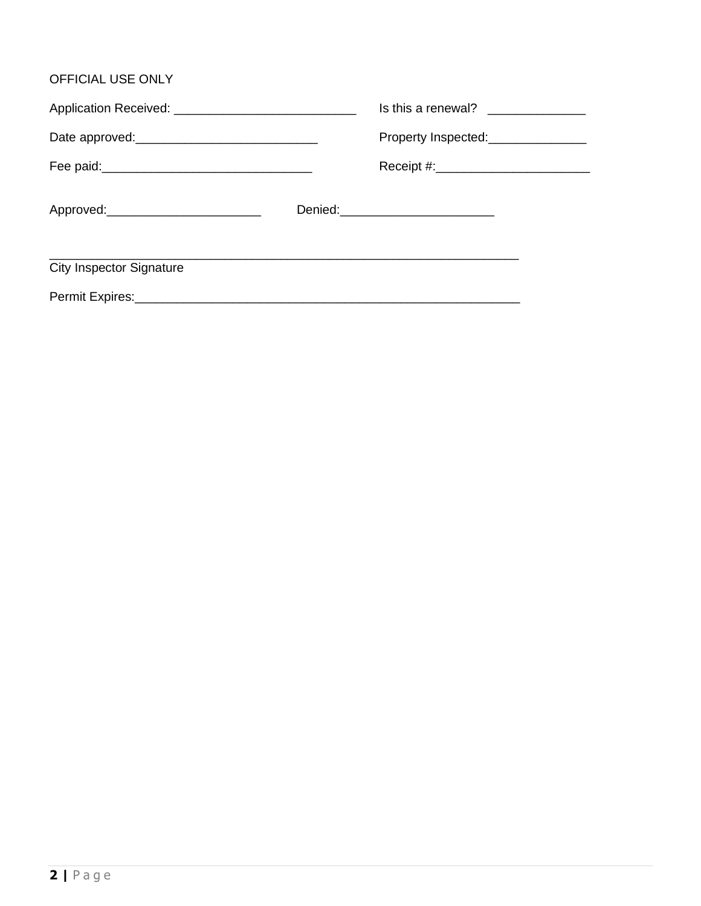OFFICIAL USE ONLY

Application Received: __________________________ Is this a renewal? ______________

Date approved:__________________________ Property Inspected:______________

Fee paid:______________________________ Receipt #:______________________

Approved:______________________ Denied:______________________

___________________________________________________________________

City Inspector Signature

Permit Expires:_______________________________________________________